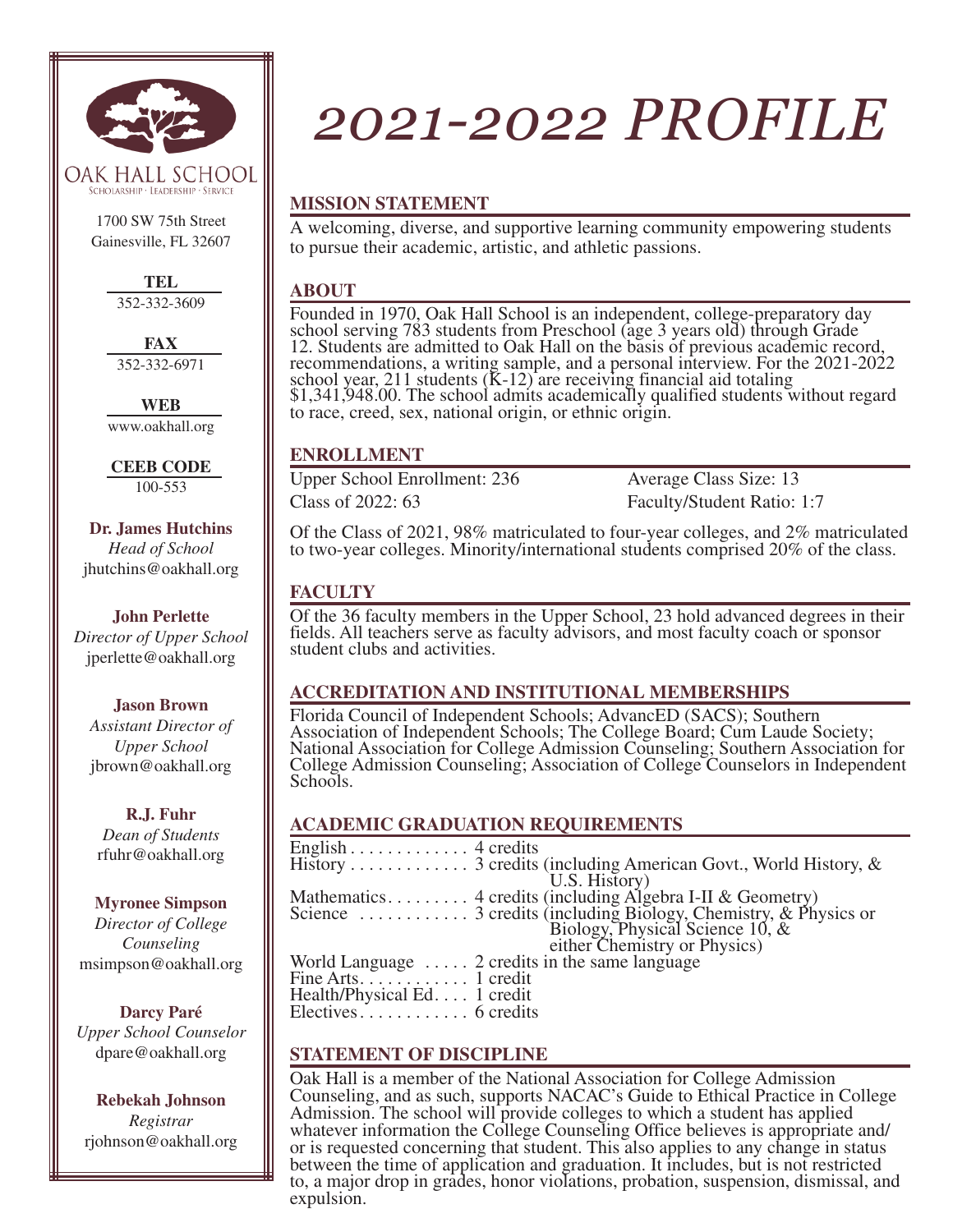OAK HALL SCHOOL

SCHOLARSHIP · LEADERSHIP · SERVICE

1700 SW 75th Street
Gainesville, FL 32607

**TEL**
352-332-3609

**FAX**
352-332-6971

**WEB**
www.oakhall.org

**CEEB CODE**
100-553

**Dr. James Hutchins**
*Head of School*
jhutchins@oakhall.org

**John Perlette**
*Director of Upper School*
jperlette@oakhall.org

**Jason Brown**
*Assistant Director of Upper School*
jbrown@oakhall.org

**R.J. Fuhr**
*Dean of Students*
rfuhr@oakhall.org

**Myronee Simpson**
*Director of College Counseling*
msimpson@oakhall.org

**Darcy Paré**
*Upper School Counselor*
dpare@oakhall.org

**Rebekah Johnson**
*Registrar*
rjohnson@oakhall.org

# *2021-2022 PROFILE*

## MISSION STATEMENT

A welcoming, diverse, and supportive learning community empowering students to pursue their academic, artistic, and athletic passions.

## ABOUT

Founded in 1970, Oak Hall School is an independent, college-preparatory day school serving 783 students from Preschool (age 3 years old) through Grade 12. Students are admitted to Oak Hall on the basis of previous academic record, recommendations, a writing sample, and a personal interview. For the 2021-2022 school year, 211 students (K-12) are receiving financial aid totaling $1,341,948.00. The school admits academically qualified students without regard to race, creed, sex, national origin, or ethnic origin.

## ENROLLMENT

Upper School Enrollment: 236
Class of 2022: 63

Average Class Size: 13
Faculty/Student Ratio: 1:7

Of the Class of 2021, 98% matriculated to four-year colleges, and 2% matriculated to two-year colleges. Minority/international students comprised 20% of the class.

## FACULTY

Of the 36 faculty members in the Upper School, 23 hold advanced degrees in their fields. All teachers serve as faculty advisors, and most faculty coach or sponsor student clubs and activities.

## ACCREDITATION AND INSTITUTIONAL MEMBERSHIPS

Florida Council of Independent Schools; AdvancED (SACS); Southern Association of Independent Schools; The College Board; Cum Laude Society; National Association for College Admission Counseling; Southern Association for College Admission Counseling; Association of College Counselors in Independent Schools.

## ACADEMIC GRADUATION REQUIREMENTS

- English . . . . . . . . . . . . . 4 credits
- History . . . . . . . . . . . . . 3 credits (including American Govt., World History, & U.S. History)
- Mathematics. . . . . . . . . 4 credits (including Algebra I-II & Geometry)
- Science . . . . . . . . . . . . 3 credits (including Biology, Chemistry, & Physics or Biology, Physical Science 10, & either Chemistry or Physics)
- World Language . . . . . 2 credits in the same language
- Fine Arts. . . . . . . . . . . . 1 credit
- Health/Physical Ed. . . . 1 credit
- Electives. . . . . . . . . . . . 6 credits

## STATEMENT OF DISCIPLINE

Oak Hall is a member of the National Association for College Admission Counseling, and as such, supports NACAC's Guide to Ethical Practice in College Admission. The school will provide colleges to which a student has applied whatever information the College Counseling Office believes is appropriate and/or is requested concerning that student. This also applies to any change in status between the time of application and graduation. It includes, but is not restricted to, a major drop in grades, honor violations, probation, suspension, dismissal, and expulsion.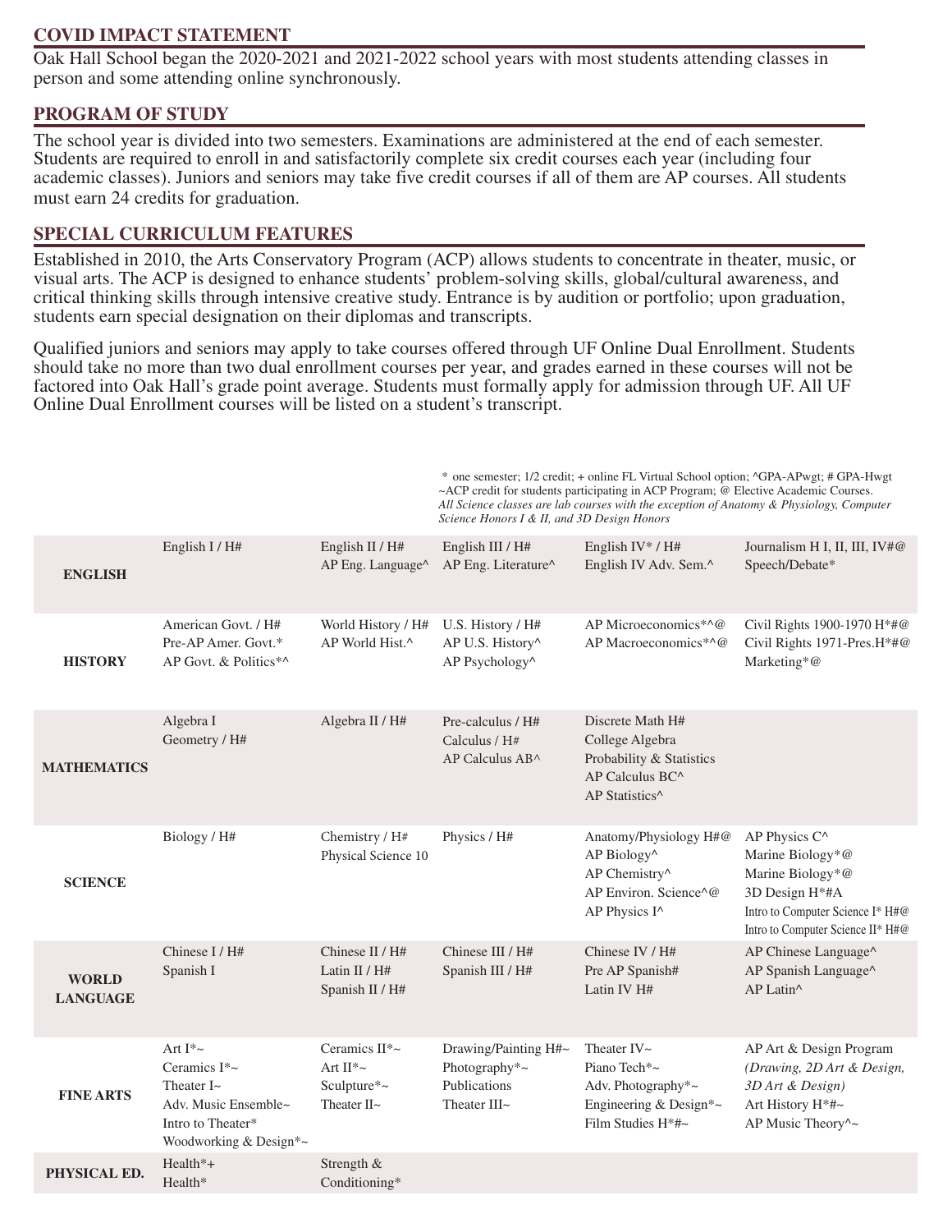## COVID IMPACT STATEMENT

Oak Hall School began the 2020-2021 and 2021-2022 school years with most students attending classes in person and some attending online synchronously.

## PROGRAM OF STUDY

The school year is divided into two semesters. Examinations are administered at the end of each semester. Students are required to enroll in and satisfactorily complete six credit courses each year (including four academic classes). Juniors and seniors may take five credit courses if all of them are AP courses. All students must earn 24 credits for graduation.

## SPECIAL CURRICULUM FEATURES

Established in 2010, the Arts Conservatory Program (ACP) allows students to concentrate in theater, music, or visual arts. The ACP is designed to enhance students' problem-solving skills, global/cultural awareness, and critical thinking skills through intensive creative study. Entrance is by audition or portfolio; upon graduation, students earn special designation on their diplomas and transcripts.

Qualified juniors and seniors may apply to take courses offered through UF Online Dual Enrollment. Students should take no more than two dual enrollment courses per year, and grades earned in these courses will not be factored into Oak Hall's grade point average. Students must formally apply for admission through UF. All UF Online Dual Enrollment courses will be listed on a student's transcript.

\* one semester; 1/2 credit; + online FL Virtual School option; ^GPA-APwgt; # GPA-Hwgt ~ACP credit for students participating in ACP Program; @ Elective Academic Courses.
*All Science classes are lab courses with the exception of Anatomy & Physiology, Computer Science Honors I & II, and 3D Design Honors*

| | | | | | |
|---|---|---|---|---|---|
| **ENGLISH** | English I / H# | English II / H#<br>AP Eng. Language^ | English III / H#<br>AP Eng. Literature^ | English IV* / H#<br>English IV Adv. Sem.^ | Journalism H I, II, III, IV#@<br>Speech/Debate* |
| **HISTORY** | American Govt. / H#<br>Pre-AP Amer. Govt.*<br>AP Govt. & Politics*^ | World History / H#<br>AP World Hist.^ | U.S. History / H#<br>AP U.S. History^<br>AP Psychology^ | AP Microeconomics*^@<br>AP Macroeconomics*^@ | Civil Rights 1900-1970 H*#@<br>Civil Rights 1971-Pres.H*#@<br>Marketing*@ |
| **MATHEMATICS** | Algebra I<br>Geometry / H# | Algebra II / H# | Pre-calculus / H#<br>Calculus / H#<br>AP Calculus AB^ | Discrete Math H#<br>College Algebra<br>Probability & Statistics<br>AP Calculus BC^<br>AP Statistics^ | |
| **SCIENCE** | Biology / H# | Chemistry / H#<br>Physical Science 10 | Physics / H# | Anatomy/Physiology H#@<br>AP Biology^<br>AP Chemistry^<br>AP Environ. Science^@<br>AP Physics I^ | AP Physics C^<br>Marine Biology*@<br>Marine Biology*@<br>3D Design H*#A<br>Intro to Computer Science I* H#@<br>Intro to Computer Science II* H#@ |
| **WORLD LANGUAGE** | Chinese I / H#<br>Spanish I | Chinese II / H#<br>Latin II / H#<br>Spanish II / H# | Chinese III / H#<br>Spanish III / H# | Chinese IV / H#<br>Pre AP Spanish#<br>Latin IV H# | AP Chinese Language^<br>AP Spanish Language^<br>AP Latin^ |
| **FINE ARTS** | Art I*~<br>Ceramics I*~<br>Theater I~<br>Adv. Music Ensemble~<br>Intro to Theater*<br>Woodworking & Design*~ | Ceramics II*~<br>Art II*~<br>Sculpture*~<br>Theater II~ | Drawing/Painting H#~<br>Photography*~<br>Publications<br>Theater III~ | Theater IV~<br>Piano Tech*~<br>Adv. Photography*~<br>Engineering & Design*~<br>Film Studies H*#~ | AP Art & Design Program<br>*(Drawing, 2D Art & Design, 3D Art & Design)*<br>Art History H*#~<br>AP Music Theory^~ |
| **PHYSICAL ED.** | Health*+<br>Health* | Strength & Conditioning* | | | |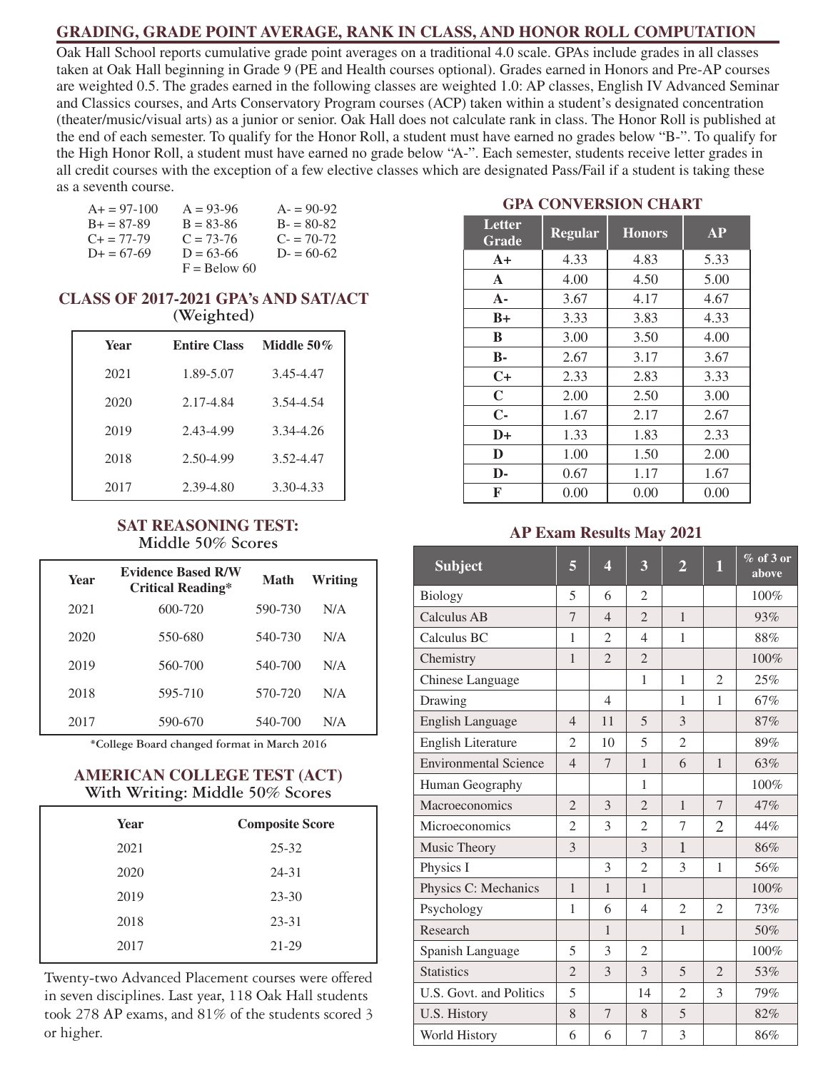## GRADING, GRADE POINT AVERAGE, RANK IN CLASS, AND HONOR ROLL COMPUTATION

Oak Hall School reports cumulative grade point averages on a traditional 4.0 scale. GPAs include grades in all classes taken at Oak Hall beginning in Grade 9 (PE and Health courses optional). Grades earned in Honors and Pre-AP courses are weighted 0.5. The grades earned in the following classes are weighted 1.0: AP classes, English IV Advanced Seminar and Classics courses, and Arts Conservatory Program courses (ACP) taken within a student's designated concentration (theater/music/visual arts) as a junior or senior. Oak Hall does not calculate rank in class. The Honor Roll is published at the end of each semester. To qualify for the Honor Roll, a student must have earned no grades below "B-". To qualify for the High Honor Roll, a student must have earned no grade below "A-". Each semester, students receive letter grades in all credit courses with the exception of a few elective classes which are designated Pass/Fail if a student is taking these as a seventh course.

| | | |
|---|---|---|
| A+ = 97-100 | A = 93-96 | A- = 90-92 |
| B+ = 87-89 | B = 83-86 | B- = 80-82 |
| C+ = 77-79 | C = 73-76 | C- = 70-72 |
| D+ = 67-69 | D = 63-66 | D- = 60-62 |
| | F = Below 60 | |

### CLASS OF 2017-2021 GPA's AND SAT/ACT (Weighted)

| Year | Entire Class | Middle 50% |
|---|---|---|
| 2021 | 1.89-5.07 | 3.45-4.47 |
| 2020 | 2.17-4.84 | 3.54-4.54 |
| 2019 | 2.43-4.99 | 3.34-4.26 |
| 2018 | 2.50-4.99 | 3.52-4.47 |
| 2017 | 2.39-4.80 | 3.30-4.33 |

### SAT REASONING TEST: Middle 50% Scores

| Year | Evidence Based R/W Critical Reading* | Math | Writing |
|---|---|---|---|
| 2021 | 600-720 | 590-730 | N/A |
| 2020 | 550-680 | 540-730 | N/A |
| 2019 | 560-700 | 540-700 | N/A |
| 2018 | 595-710 | 570-720 | N/A |
| 2017 | 590-670 | 540-700 | N/A |

*College Board changed format in March 2016

### AMERICAN COLLEGE TEST (ACT) With Writing: Middle 50% Scores

| Year | Composite Score |
|---|---|
| 2021 | 25-32 |
| 2020 | 24-31 |
| 2019 | 23-30 |
| 2018 | 23-31 |
| 2017 | 21-29 |

Twenty-two Advanced Placement courses were offered in seven disciplines. Last year, 118 Oak Hall students took 278 AP exams, and 81% of the students scored 3 or higher.

### GPA CONVERSION CHART

| Letter Grade | Regular | Honors | AP |
|---|---|---|---|
| A+ | 4.33 | 4.83 | 5.33 |
| A | 4.00 | 4.50 | 5.00 |
| A- | 3.67 | 4.17 | 4.67 |
| B+ | 3.33 | 3.83 | 4.33 |
| B | 3.00 | 3.50 | 4.00 |
| B- | 2.67 | 3.17 | 3.67 |
| C+ | 2.33 | 2.83 | 3.33 |
| C | 2.00 | 2.50 | 3.00 |
| C- | 1.67 | 2.17 | 2.67 |
| D+ | 1.33 | 1.83 | 2.33 |
| D | 1.00 | 1.50 | 2.00 |
| D- | 0.67 | 1.17 | 1.67 |
| F | 0.00 | 0.00 | 0.00 |

### AP Exam Results May 2021

| Subject | 5 | 4 | 3 | 2 | 1 | % of 3 or above |
|---|---|---|---|---|---|---|
| Biology | 5 | 6 | 2 | | | 100% |
| Calculus AB | 7 | 4 | 2 | 1 | | 93% |
| Calculus BC | 1 | 2 | 4 | 1 | | 88% |
| Chemistry | 1 | 2 | 2 | | | 100% |
| Chinese Language | | | 1 | 1 | 2 | 25% |
| Drawing | | 4 | | 1 | 1 | 67% |
| English Language | 4 | 11 | 5 | 3 | | 87% |
| English Literature | 2 | 10 | 5 | 2 | | 89% |
| Environmental Science | 4 | 7 | 1 | 6 | 1 | 63% |
| Human Geography | | | 1 | | | 100% |
| Macroeconomics | 2 | 3 | 2 | 1 | 7 | 47% |
| Microeconomics | 2 | 3 | 2 | 7 | 2 | 44% |
| Music Theory | 3 | | 3 | 1 | | 86% |
| Physics I | | 3 | 2 | 3 | 1 | 56% |
| Physics C: Mechanics | 1 | 1 | 1 | | | 100% |
| Psychology | 1 | 6 | 4 | 2 | 2 | 73% |
| Research | | 1 | | 1 | | 50% |
| Spanish Language | 5 | 3 | 2 | | | 100% |
| Statistics | 2 | 3 | 3 | 5 | 2 | 53% |
| U.S. Govt. and Politics | 5 | | 14 | 2 | 3 | 79% |
| U.S. History | 8 | 7 | 8 | 5 | | 82% |
| World History | 6 | 6 | 7 | 3 | | 86% |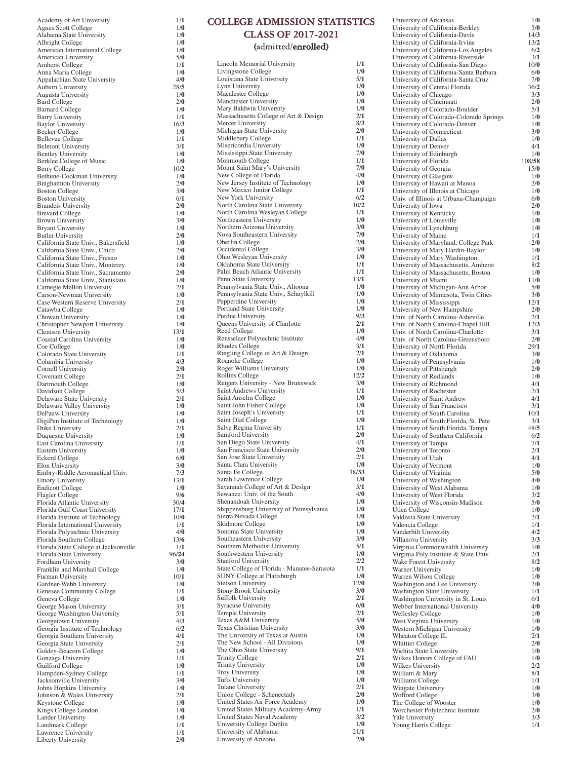# COLLEGE ADMISSION STATISTICS
## CLASS OF 2017-2021
### (admitted/**enrolled**)

| | |
|---|---|
| Academy of Art University | 1/**1** |
| Agnes Scott College | 1/**0** |
| Alabama State University | 1/**0** |
| Albright College | 1/**0** |
| American International College | 1/**0** |
| American University | 5/**0** |
| Amherst College | 1/**1** |
| Anna Maria College | 1/**0** |
| Appalachian State University | 4/**0** |
| Auburn University | 28/**5** |
| Augusta University | 1/**0** |
| Bard College | 2/**0** |
| Barnard College | 1/**0** |
| Barry University | 1/**1** |
| Baylor University | 16/**3** |
| Becker College | 1/**0** |
| Bellevue College | 1/**1** |
| Belmont University | 3/**1** |
| Bentley University | 1/**0** |
| Berklee College of Music | 1/**0** |
| Berry College | 10/**2** |
| Bethune-Cookman University | 1/**0** |
| Binghamton University | 2/**0** |
| Boston College | 3/**0** |
| Boston University | 6/**1** |
| Brandeis University | 2/**0** |
| Brevard College | 1/**0** |
| Brown University | 3/**0** |
| Bryant University | 1/**0** |
| Butler University | 2/**0** |
| California State Univ., Bakersfield | 1/**0** |
| California State Univ., Chico | 2/**0** |
| California State Univ., Fresno | 1/**0** |
| California State Univ., Monterey | 1/**0** |
| California State Univ., Sacramento | 2/**0** |
| California State Univ., Stanislaus | 1/**0** |
| Carnegie Mellon University | 2/**1** |
| Carson-Newman University | 1/**0** |
| Case Western Reserve University | 2/**1** |
| Catawba College | 1/**0** |
| Chowan University | 1/**0** |
| Christopher Newport University | 1/**0** |
| Clemson University | 13/**1** |
| Coastal Carolina University | 1/**0** |
| Coe College | 1/**0** |
| Colorado State University | 1/**1** |
| Columbia University | 4/**3** |
| Cornell University | 2/**0** |
| Covenant College | 2/**1** |
| Dartmouth College | 1/**0** |
| Davidson College | 5/**3** |
| Delaware State University | 2/**1** |
| Delaware Valley University | 1/**0** |
| DePauw University | 1/**0** |
| DigiPen Institute of Technology | 1/**0** |
| Duke University | 2/**1** |
| Duquesne University | 1/**0** |
| East Carolina University | 1/**1** |
| Eastern University | 1/**0** |
| Eckerd College | 6/**0** |
| Elon University | 3/**0** |
| Embry-Riddle Aeronautical Univ. | 7/**3** |
| Emory University | 13/**1** |
| Endicott College | 1/**0** |
| Flagler College | 9/**6** |
| Florida Atlantic University | 30/**4** |
| Florida Gulf Coast University | 17/**1** |
| Florida Institute of Technology | 10/**0** |
| Florida International University | 1/**1** |
| Florida Polytechnic University | 4/**0** |
| Florida Southern College | 13/**6** |
| Florida State College at Jacksonville | 1/**1** |
| Florida State University | 96/**24** |
| Fordham University | 3/**0** |
| Franklin and Marshall College | 1/**0** |
| Furman University | 10/**1** |
| Gardner-Webb University | 1/**0** |
| Genesee Community College | 1/**1** |
| Geneva College | 1/**0** |
| George Mason University | 3/**1** |
| George Washington University | 5/**1** |
| Georgetown University | 4/**3** |
| Georgia Institute of Technology | 6/**2** |
| Georgia Southern University | 4/**1** |
| Georgia State University | 2/**1** |
| Goldey-Beacom College | 1/**0** |
| Gonzaga University | 1/**1** |
| Guilford College | 1/**0** |
| Hampden-Sydney College | 1/**1** |
| Jacksonville University | 3/**0** |
| Johns Hopkins University | 1/**0** |
| Johnson & Wales University | 2/**1** |
| Keystone College | 1/**0** |
| Kings College London | 1/**0** |
| Lander University | 1/**0** |
| Landmark College | 1/**1** |
| Lawrence University | 1/**1** |
| Liberty University | 2/**0** |
| Lincoln Memorial University | 1/**1** |
| Livingstone College | 1/**0** |
| Louisiana State University | 5/**1** |
| Lynn University | 1/**0** |
| Macalester College | 1/**0** |
| Manchester University | 1/**0** |
| Mary Baldwin University | 1/**0** |
| Massachusetts College of Art & Design | 2/**1** |
| Mercer University | 8/**3** |
| Michigan State University | 2/**0** |
| Middlebury College | 1/**1** |
| Misericordia University | 1/**0** |
| Mississippi State University | 7/**0** |
| Monmouth College | 1/**1** |
| Mount Saint Mary's University | 7/**0** |
| New College of Florida | 4/**0** |
| New Jersey Institute of Technology | 1/**0** |
| New Mexico Junior College | 1/**1** |
| New York University | 6/**2** |
| North Carolina State University | 10/**2** |
| North Carolina Wesleyan College | 1/**1** |
| Northeastern University | 1/**0** |
| Northern Arizona University | 3/**0** |
| Nova Southeastern University | 7/**0** |
| Oberlin College | 2/**0** |
| Occidental College | 3/**0** |
| Ohio Wesleyan University | 1/**0** |
| Oklahoma State University | 1/**1** |
| Palm Beach Atlantic University | 1/**1** |
| Penn State University | 13/**1** |
| Pennsylvania State Univ., Altoona | 1/**0** |
| Pennsylvania State Univ., Schuylkill | 1/**0** |
| Pepperdine University | 1/**0** |
| Portland State University | 1/**0** |
| Purdue University | 9/**3** |
| Queens University of Charlotte | 2/**1** |
| Reed College | 1/**0** |
| Rensselaer Polytechnic Institute | 4/**0** |
| Rhodes College | 3/**1** |
| Ringling College of Art & Design | 2/**1** |
| Roanoke College | 1/**0** |
| Roger Williams University | 1/**0** |
| Rollins College | 12/**2** |
| Rutgers University - New Brunswick | 3/**0** |
| Saint Andrews University | 1/**1** |
| Saint Anselm College | 1/**0** |
| Saint John Fisher College | 1/**0** |
| Saint Joseph's University | 1/**1** |
| Saint Olaf College | 1/**0** |
| Salve Regina University | 1/**1** |
| Samford University | 2/**0** |
| San Diego State University | 4/**1** |
| San Francisco State University | 2/**0** |
| San Jose State University | 2/**1** |
| Santa Clara University | 1/**0** |
| Santa Fe College | 38/**33** |
| Sarah Lawrence College | 1/**0** |
| Savannah College of Art & Design | 3/**1** |
| Sewanee: Univ. of the South | 4/**0** |
| Shenandoah University | 1/**0** |
| Shippensburg University of Pennsylvania | 1/**0** |
| Sierra Nevada College | 1/**0** |
| Skidmore College | 1/**0** |
| Sonoma State University | 1/**0** |
| Southeastern University | 3/**0** |
| Southern Methodist University | 5/**1** |
| Southwestern University | 1/**0** |
| Stanford University | 2/**2** |
| State College of Florida - Manatee-Sarasota | 1/**1** |
| SUNY College at Plattsburgh | 1/**0** |
| Stetson University | 12/**0** |
| Stony Brook University | 3/**0** |
| Suffolk University | 2/**1** |
| Syracuse University | 6/**0** |
| Temple University | 2/**1** |
| Texas A&M University | 5/**0** |
| Texas Christian University | 3/**0** |
| The University of Texas at Austin | 1/**0** |
| The New School - All Divisions | 1/**0** |
| The Ohio State University | 9/**1** |
| Trinity College | 2/**1** |
| Trinity University | 1/**0** |
| Troy University | 1/**0** |
| Tufts University | 1/**0** |
| Tulane University | 2/**1** |
| Union College - Schenectady | 2/**0** |
| United States Air Force Academy | 1/**0** |
| United States Military Academy-Army | 1/**1** |
| United States Naval Academy | 3/**2** |
| University College Dublin | 1/**0** |
| University of Alabama | 21/**1** |
| University of Arizona | 2/**0** |
| University of Arkansas | 1/**0** |
| University of California-Berkley | 5/**0** |
| University of California-Davis | 14/**3** |
| University of California-Irvine | 13/**2** |
| University of California-Los Angeles | 6/**2** |
| University of California-Riverside | 3/**1** |
| University of California-San Diego | 10/**0** |
| University of California-Santa Barbara | 6/**0** |
| University of California-Santa Cruz | 7/**0** |
| University of Central Florida | 36/**2** |
| University of Chicago | 3/**3** |
| University of Cincinnati | 2/**0** |
| University of Colorado-Boulder | 5/**1** |
| University of Colorado-Colorado Springs | 1/**0** |
| University of Colorado-Denver | 1/**0** |
| University of Connecticut | 3/**0** |
| University of Dallas | 1/**0** |
| University of Denver | 4/**1** |
| University of Edinburgh | 1/**0** |
| University of Florida | 108/**58** |
| University of Georgia | 15/**0** |
| University of Glasgow | 1/**0** |
| University of Hawaii at Manoa | 2/**0** |
| University of Illinois at Chicago | 1/**0** |
| Univ. of Illinois at Urbana-Champaign | 6/**0** |
| University of Iowa | 2/**0** |
| University of Kentucky | 1/**0** |
| University of Louisville | 1/**0** |
| University of Lynchburg | 1/**0** |
| University of Maine | 1/**1** |
| University of Maryland, College Park | 2/**0** |
| University of Mary Hardin-Baylor | 1/**0** |
| University of Mary Washington | 1/**1** |
| University of Massachusetts, Amherst | 8/**2** |
| University of Massachusetts, Boston | 1/**0** |
| University of Miami | 11/**0** |
| University of Michigan-Ann Arbor | 5/**0** |
| University of Minnesota, Twin Cities | 3/**0** |
| University of Mississippi | 12/**1** |
| University of New Hampshire | 2/**0** |
| Univ. of North Carolina-Asheville | 2/**1** |
| Univ. of North Carolina-Chapel Hill | 12/**3** |
| Univ. of North Carolina-Charlotte | 3/**1** |
| Univ. of North Carolina-Greensboro | 2/**0** |
| University of North Florida | 29/**1** |
| University of Oklahoma | 3/**0** |
| University of Pennsylvania | 1/**0** |
| University of Pittsburgh | 2/**0** |
| University of Redlands | 1/**0** |
| University of Richmond | 4/**1** |
| University of Rochester | 2/**1** |
| University of Saint Andrew | 4/**1** |
| University of San Francisco | 3/**1** |
| University of South Carolina | 10/**1** |
| University of South Florida, St. Pete | 3/**1** |
| University of South Florida, Tampa | 48/**5** |
| University of Southern California | 6/**2** |
| University of Tampa | 7/**1** |
| University of Toronto | 2/**1** |
| University of Utah | 4/**1** |
| University of Vermont | 1/**0** |
| University of Virginia | 5/**0** |
| University of Washington | 4/**0** |
| University of West Alabama | 1/**0** |
| University of West Florida | 3/**2** |
| University of Wisconsin-Madison | 5/**0** |
| Utica College | 1/**0** |
| Valdosta State University | 2/**1** |
| Valencia College | 1/**1** |
| Vanderbilt University | 4/**2** |
| Villanova University | 3/**3** |
| Virginia Commonwealth University | 1/**0** |
| Virginia Poly Institute & State Univ. | 2/**1** |
| Wake Forest University | 8/**2** |
| Warner University | 1/**0** |
| Warren Wilson College | 1/**0** |
| Washington and Lee University | 2/**0** |
| Washington State University | 1/**1** |
| Washington University in St. Louis | 6/**1** |
| Webber International University | 4/**0** |
| Wellesley College | 1/**0** |
| West Virginia University | 1/**0** |
| Western Michigan University | 1/**0** |
| Wheaton College IL | 2/**1** |
| Whittier College | 2/**0** |
| Wichita State University | 1/**0** |
| Wilkes Honors College of FAU | 1/**0** |
| Wilkes University | 2/**2** |
| William & Mary | 8/**1** |
| Williams College | 1/**1** |
| Wingate University | 1/**0** |
| Wofford College | 3/**0** |
| The College of Wooster | 1/**0** |
| Worchester Polytechnic Institute | 2/**0** |
| Yale University | 3/**3** |
| Young Harris College | 1/**1** |